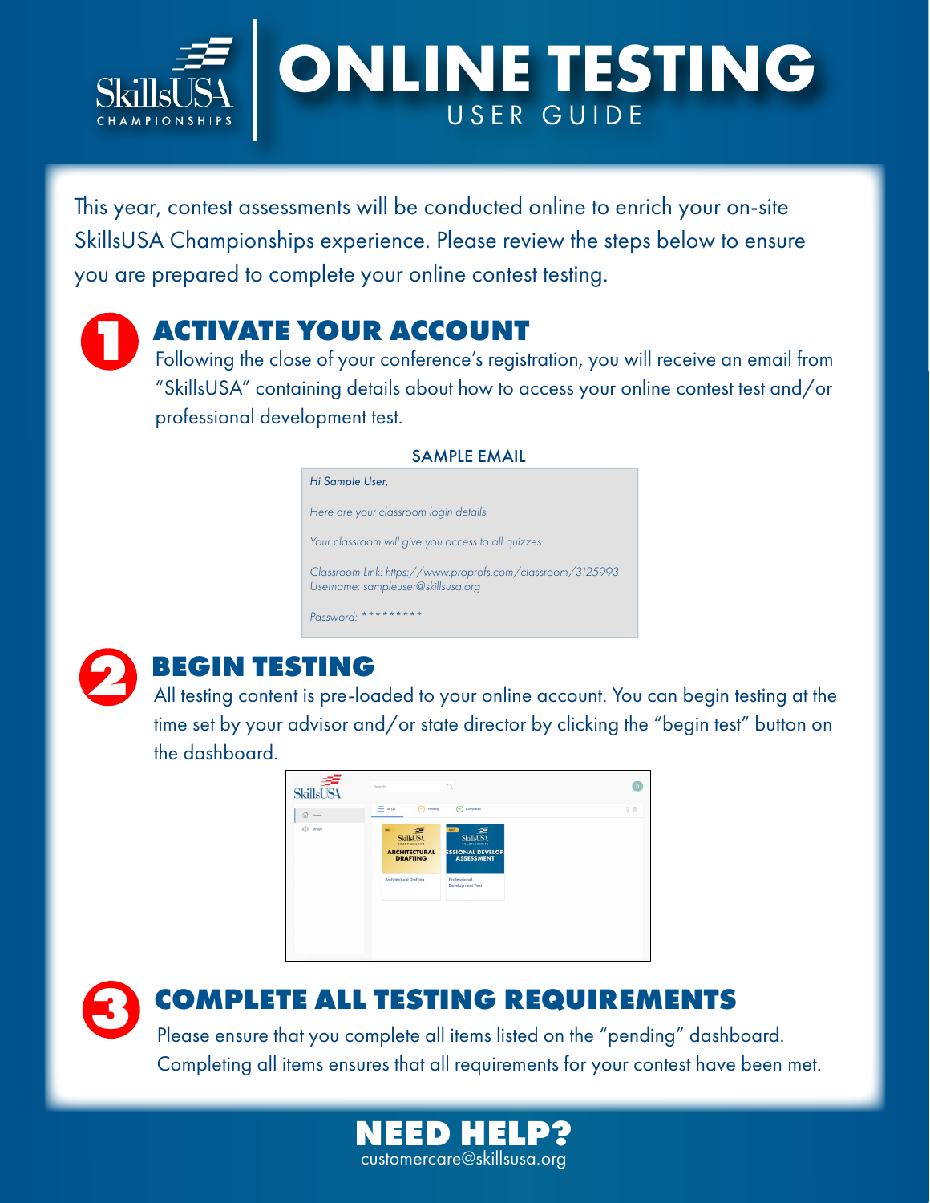# ONLINE TESTING

USER GUIDE

This year, contest assessments will be conducted online to enrich your on-site SkillsUSA Championships experience. Please review the steps below to ensure you are prepared to complete your online contest testing.

## 1 ACTIVATE YOUR ACCOUNT

Following the close of your conference's registration, you will receive an email from "SkillsUSA" containing details about how to access your online contest test and/or professional development test.

SAMPLE EMAIL

*Hi Sample User,*

*Here are your classroom login details.*

*Your classroom will give you access to all quizzes.*

*Classroom Link: https://www.proprofs.com/classroom/3125993*
*Username: sampleuser@skillsusa.org*

*Password: \*\*\*\*\*\*\*\*\**

## 2 BEGIN TESTING

All testing content is pre-loaded to your online account. You can begin testing at the time set by your advisor and/or state director by clicking the "begin test" button on the dashboard.

## 3 COMPLETE ALL TESTING REQUIREMENTS

Please ensure that you complete all items listed on the "pending" dashboard. Completing all items ensures that all requirements for your contest have been met.

## NEED HELP?

customercare@skillsusa.org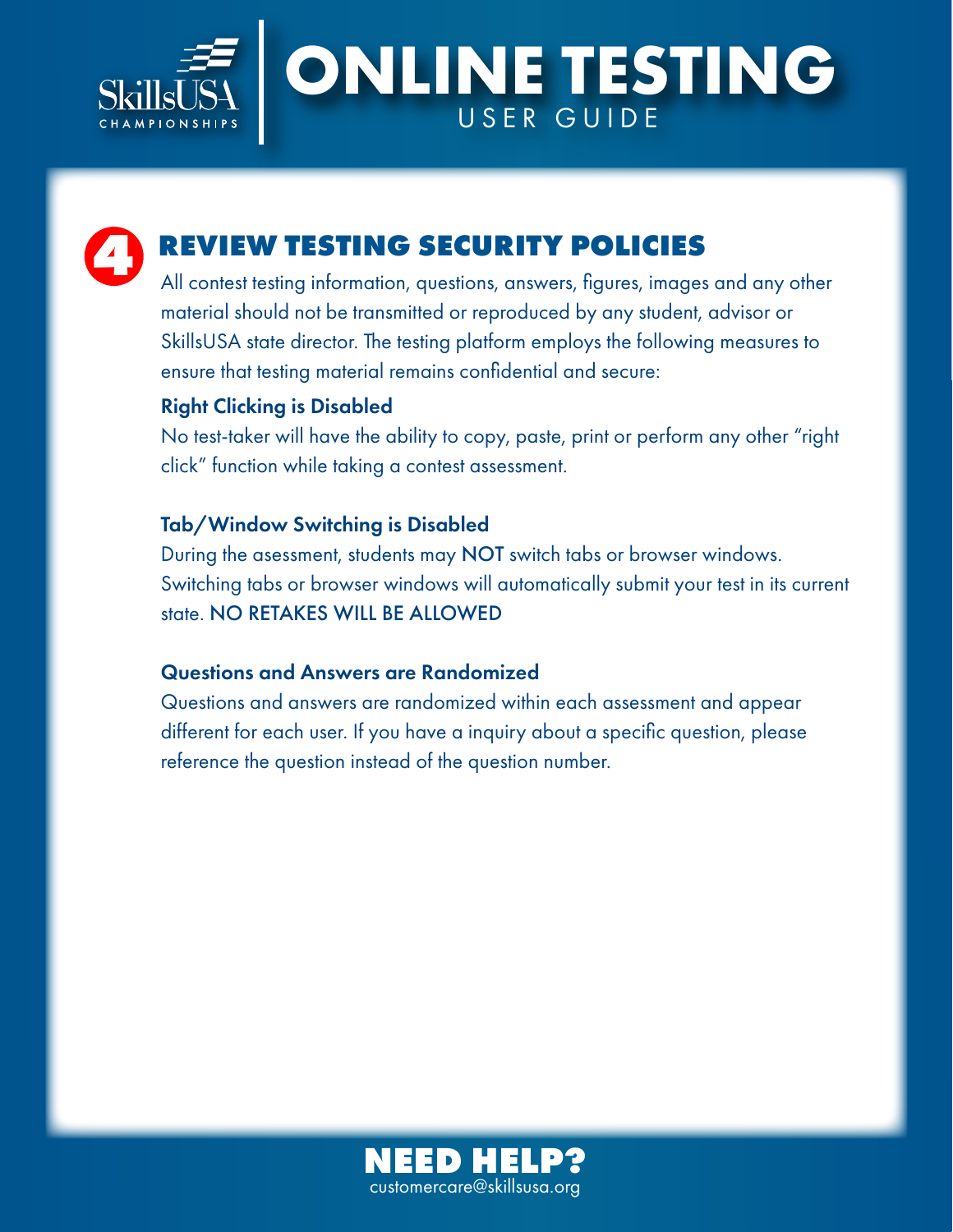SkillsUSA CHAMPIONSHIPS

# ONLINE TESTING

USER GUIDE

## 4 REVIEW TESTING SECURITY POLICIES

All contest testing information, questions, answers, figures, images and any other material should not be transmitted or reproduced by any student, advisor or SkillsUSA state director. The testing platform employs the following measures to ensure that testing material remains confidential and secure:

### Right Clicking is Disabled

No test-taker will have the ability to copy, paste, print or perform any other "right click" function while taking a contest assessment.

### Tab/Window Switching is Disabled

During the asessment, students may **NOT** switch tabs or browser windows. Switching tabs or browser windows will automatically submit your test in its current state. **NO RETAKES WILL BE ALLOWED**

### Questions and Answers are Randomized

Questions and answers are randomized within each assessment and appear different for each user. If you have a inquiry about a specific question, please reference the question instead of the question number.

**NEED HELP?**
customercare@skillsusa.org